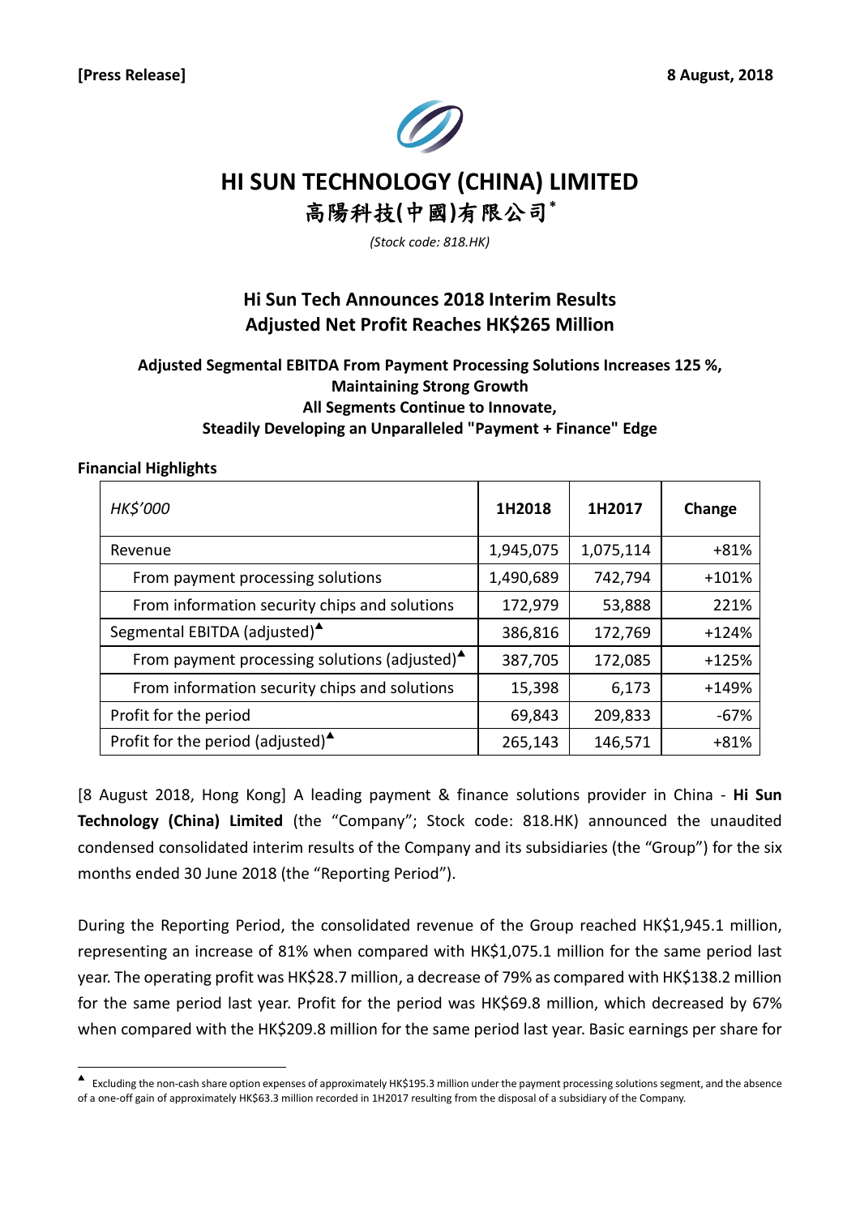**[Press Release]** **8 August, 2018**

# HI SUN TECHNOLOGY (CHINA) LIMITED

# 高陽科技(中國)有限公司*

*(Stock code: 818.HK)*

## Hi Sun Tech Announces 2018 Interim Results
## Adjusted Net Profit Reaches HK$265 Million

### Adjusted Segmental EBITDA From Payment Processing Solutions Increases 125 %, Maintaining Strong Growth
### All Segments Continue to Innovate, Steadily Developing an Unparalleled "Payment + Finance" Edge

**Financial Highlights**

| *HK$'000* | **1H2018** | **1H2017** | **Change** |
|---|---|---|---|
| Revenue | 1,945,075 | 1,075,114 | +81% |
| From payment processing solutions | 1,490,689 | 742,794 | +101% |
| From information security chips and solutions | 172,979 | 53,888 | 221% |
| Segmental EBITDA (adjusted)▲ | 386,816 | 172,769 | +124% |
| From payment processing solutions (adjusted)▲ | 387,705 | 172,085 | +125% |
| From information security chips and solutions | 15,398 | 6,173 | +149% |
| Profit for the period | 69,843 | 209,833 | -67% |
| Profit for the period (adjusted)▲ | 265,143 | 146,571 | +81% |

[8 August 2018, Hong Kong] A leading payment & finance solutions provider in China - **Hi Sun Technology (China) Limited** (the "Company"; Stock code: 818.HK) announced the unaudited condensed consolidated interim results of the Company and its subsidiaries (the "Group") for the six months ended 30 June 2018 (the "Reporting Period").

During the Reporting Period, the consolidated revenue of the Group reached HK$1,945.1 million, representing an increase of 81% when compared with HK$1,075.1 million for the same period last year. The operating profit was HK$28.7 million, a decrease of 79% as compared with HK$138.2 million for the same period last year. Profit for the period was HK$69.8 million, which decreased by 67% when compared with the HK$209.8 million for the same period last year. Basic earnings per share for

▲ Excluding the non-cash share option expenses of approximately HK$195.3 million under the payment processing solutions segment, and the absence of a one-off gain of approximately HK$63.3 million recorded in 1H2017 resulting from the disposal of a subsidiary of the Company.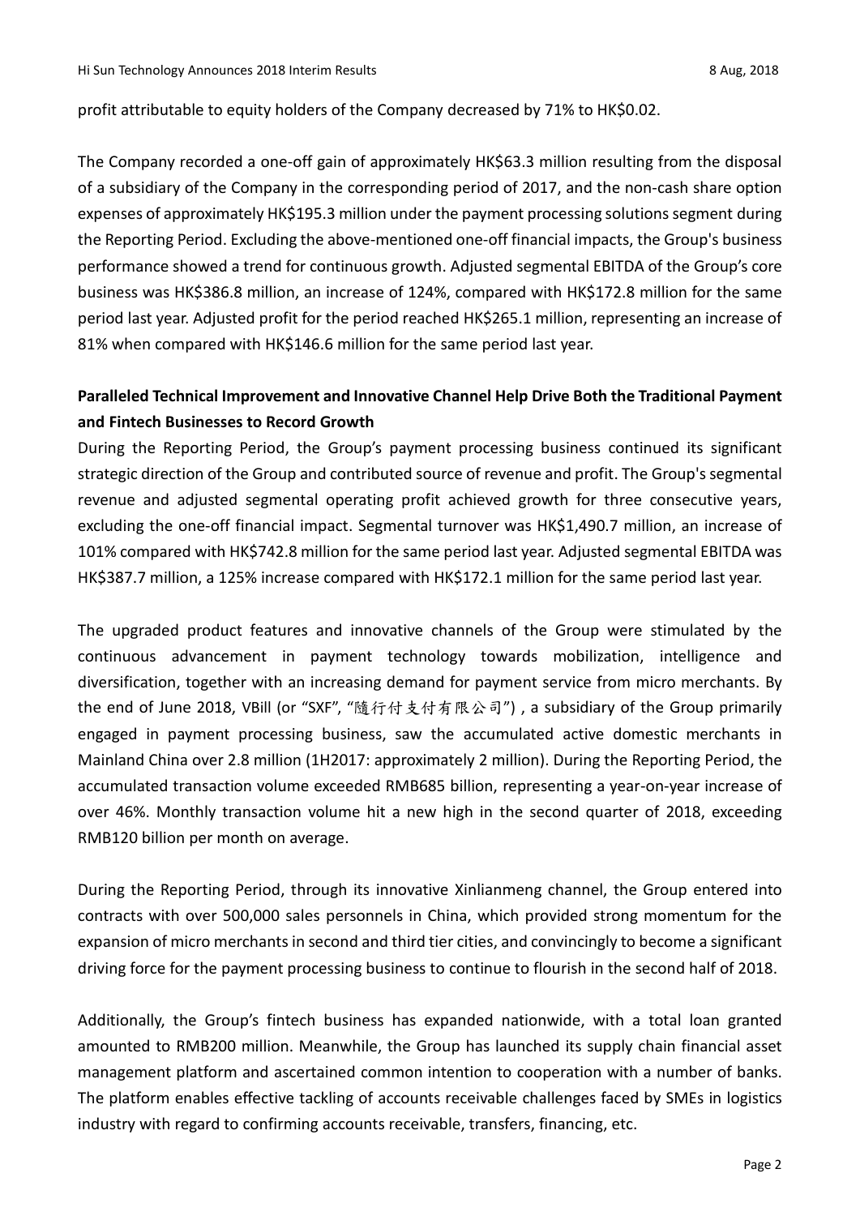profit attributable to equity holders of the Company decreased by 71% to HK$0.02.

The Company recorded a one-off gain of approximately HK$63.3 million resulting from the disposal of a subsidiary of the Company in the corresponding period of 2017, and the non-cash share option expenses of approximately HK$195.3 million under the payment processing solutions segment during the Reporting Period. Excluding the above-mentioned one-off financial impacts, the Group's business performance showed a trend for continuous growth. Adjusted segmental EBITDA of the Group's core business was HK$386.8 million, an increase of 124%, compared with HK$172.8 million for the same period last year. Adjusted profit for the period reached HK$265.1 million, representing an increase of 81% when compared with HK$146.6 million for the same period last year.

**Paralleled Technical Improvement and Innovative Channel Help Drive Both the Traditional Payment and Fintech Businesses to Record Growth**

During the Reporting Period, the Group's payment processing business continued its significant strategic direction of the Group and contributed source of revenue and profit. The Group's segmental revenue and adjusted segmental operating profit achieved growth for three consecutive years, excluding the one-off financial impact. Segmental turnover was HK$1,490.7 million, an increase of 101% compared with HK$742.8 million for the same period last year. Adjusted segmental EBITDA was HK$387.7 million, a 125% increase compared with HK$172.1 million for the same period last year.

The upgraded product features and innovative channels of the Group were stimulated by the continuous advancement in payment technology towards mobilization, intelligence and diversification, together with an increasing demand for payment service from micro merchants. By the end of June 2018, VBill (or "SXF", "隨行付支付有限公司") , a subsidiary of the Group primarily engaged in payment processing business, saw the accumulated active domestic merchants in Mainland China over 2.8 million (1H2017: approximately 2 million). During the Reporting Period, the accumulated transaction volume exceeded RMB685 billion, representing a year-on-year increase of over 46%. Monthly transaction volume hit a new high in the second quarter of 2018, exceeding RMB120 billion per month on average.

During the Reporting Period, through its innovative Xinlianmeng channel, the Group entered into contracts with over 500,000 sales personnels in China, which provided strong momentum for the expansion of micro merchants in second and third tier cities, and convincingly to become a significant driving force for the payment processing business to continue to flourish in the second half of 2018.

Additionally, the Group's fintech business has expanded nationwide, with a total loan granted amounted to RMB200 million. Meanwhile, the Group has launched its supply chain financial asset management platform and ascertained common intention to cooperation with a number of banks. The platform enables effective tackling of accounts receivable challenges faced by SMEs in logistics industry with regard to confirming accounts receivable, transfers, financing, etc.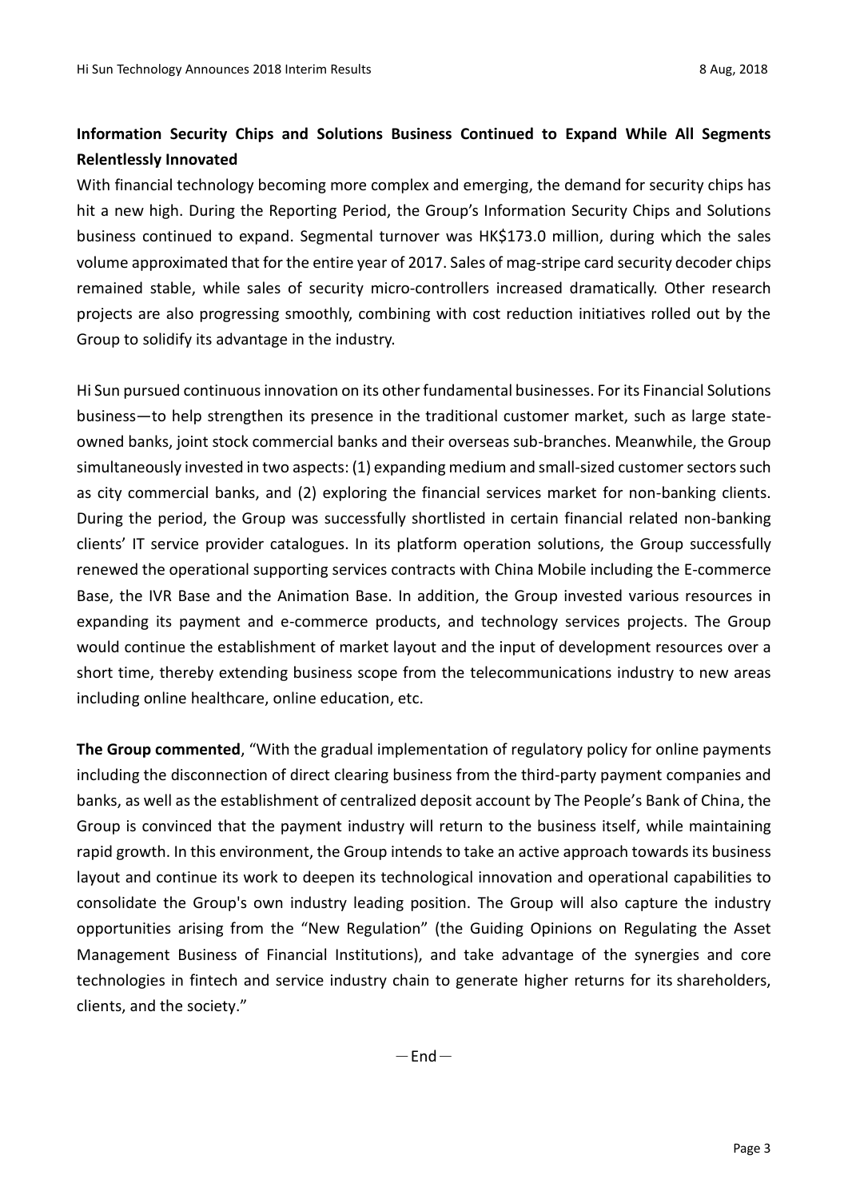**Information Security Chips and Solutions Business Continued to Expand While All Segments Relentlessly Innovated**

With financial technology becoming more complex and emerging, the demand for security chips has hit a new high. During the Reporting Period, the Group's Information Security Chips and Solutions business continued to expand. Segmental turnover was HK$173.0 million, during which the sales volume approximated that for the entire year of 2017. Sales of mag-stripe card security decoder chips remained stable, while sales of security micro-controllers increased dramatically. Other research projects are also progressing smoothly, combining with cost reduction initiatives rolled out by the Group to solidify its advantage in the industry.

Hi Sun pursued continuous innovation on its other fundamental businesses. For its Financial Solutions business—to help strengthen its presence in the traditional customer market, such as large state-owned banks, joint stock commercial banks and their overseas sub-branches. Meanwhile, the Group simultaneously invested in two aspects: (1) expanding medium and small-sized customer sectors such as city commercial banks, and (2) exploring the financial services market for non-banking clients. During the period, the Group was successfully shortlisted in certain financial related non-banking clients' IT service provider catalogues. In its platform operation solutions, the Group successfully renewed the operational supporting services contracts with China Mobile including the E-commerce Base, the IVR Base and the Animation Base. In addition, the Group invested various resources in expanding its payment and e-commerce products, and technology services projects. The Group would continue the establishment of market layout and the input of development resources over a short time, thereby extending business scope from the telecommunications industry to new areas including online healthcare, online education, etc.

**The Group commented**, "With the gradual implementation of regulatory policy for online payments including the disconnection of direct clearing business from the third-party payment companies and banks, as well as the establishment of centralized deposit account by The People's Bank of China, the Group is convinced that the payment industry will return to the business itself, while maintaining rapid growth. In this environment, the Group intends to take an active approach towards its business layout and continue its work to deepen its technological innovation and operational capabilities to consolidate the Group's own industry leading position. The Group will also capture the industry opportunities arising from the "New Regulation" (the Guiding Opinions on Regulating the Asset Management Business of Financial Institutions), and take advantage of the synergies and core technologies in fintech and service industry chain to generate higher returns for its shareholders, clients, and the society."

－End－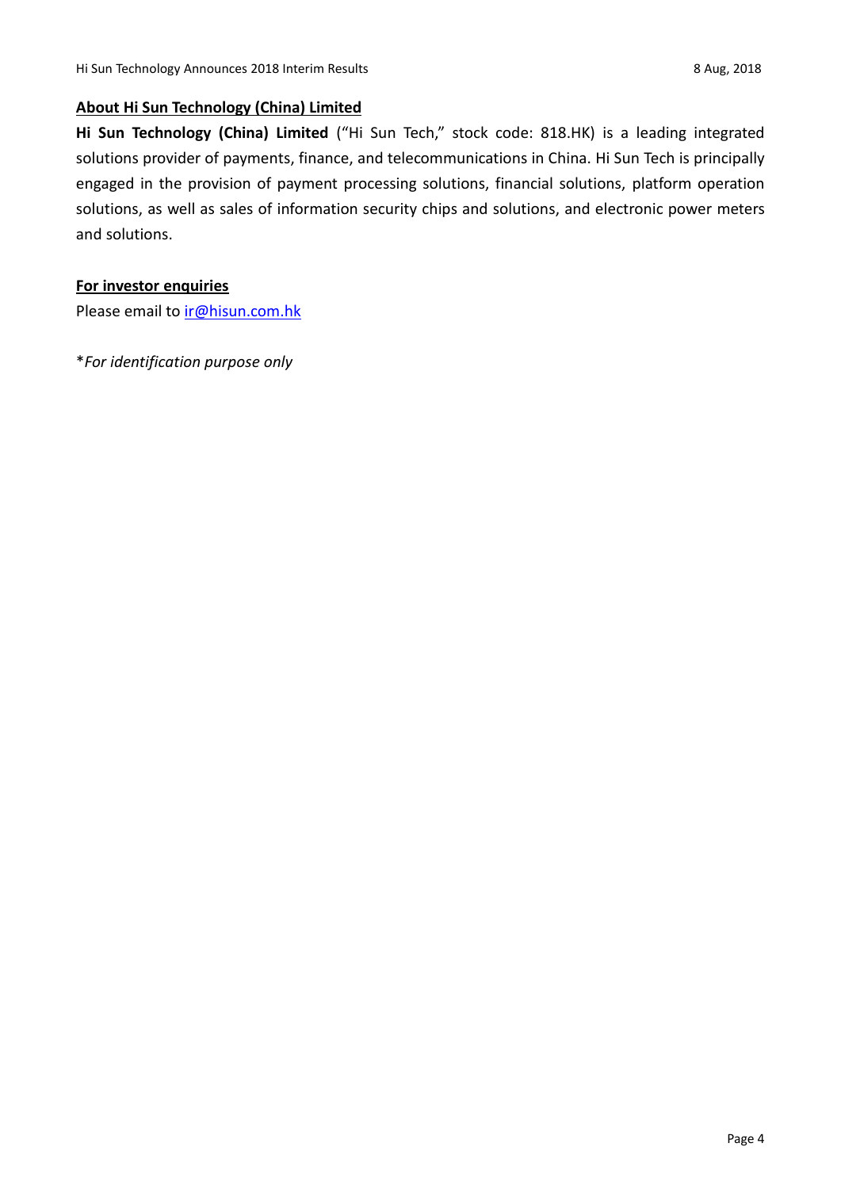## About Hi Sun Technology (China) Limited

**Hi Sun Technology (China) Limited** ("Hi Sun Tech," stock code: 818.HK) is a leading integrated solutions provider of payments, finance, and telecommunications in China. Hi Sun Tech is principally engaged in the provision of payment processing solutions, financial solutions, platform operation solutions, as well as sales of information security chips and solutions, and electronic power meters and solutions.

## For investor enquiries

Please email to ir@hisun.com.hk

*For identification purpose only